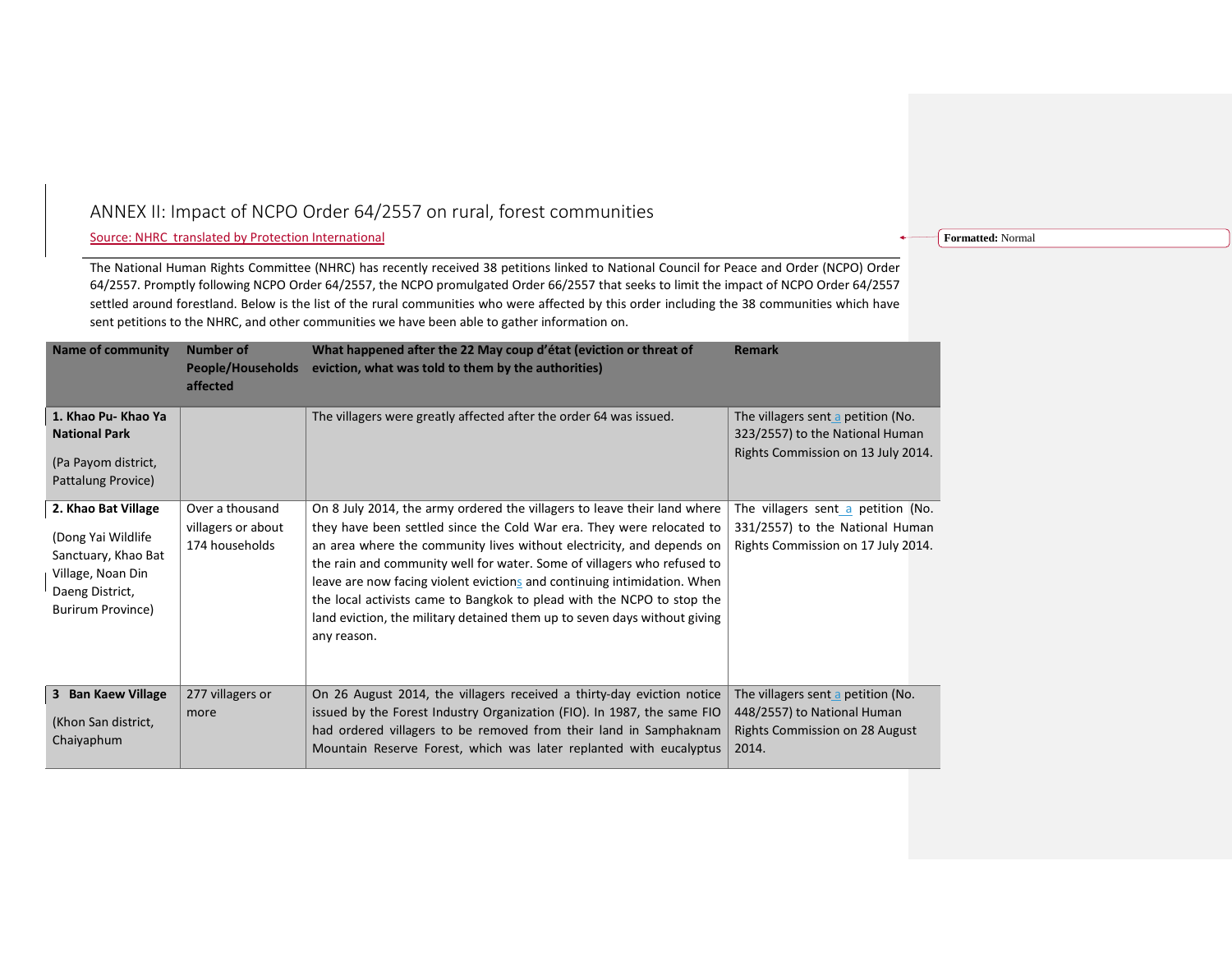# ANNEX II: Impact of NCPO Order 64/2557 on rural, forest communities

Source: NHRC translated by Protection International

The National Human Rights Committee (NHRC) has recently received 38 petitions linked to National Council for Peace and Order (NCPO) Order 64/2557. Promptly following NCPO Order 64/2557, the NCPO promulgated Order 66/2557 that seeks to limit the impact of NCPO Order 64/2557 settled around forestland. Below is the list of the rural communities who were affected by this order including the 38 communities which have sent petitions to the NHRC, and other communities we have been able to gather information on.

| Name of community | Number of People/Households affected | What happened after the 22 May coup d'état (eviction or threat of eviction, what was told to them by the authorities) | Remark |
|---|---|---|---|
| **1. Khao Pu- Khao Ya National Park** (Pa Payom district, Pattalung Provice) | | The villagers were greatly affected after the order 64 was issued. | The villagers sent a petition (No. 323/2557) to the National Human Rights Commission on 13 July 2014. |
| **2. Khao Bat Village** (Dong Yai Wildlife Sanctuary, Khao Bat Village, Noan Din Daeng District, Burirum Province) | Over a thousand villagers or about 174 households | On 8 July 2014, the army ordered the villagers to leave their land where they have been settled since the Cold War era. They were relocated to an area where the community lives without electricity, and depends on the rain and community well for water. Some of villagers who refused to leave are now facing violent evictions and continuing intimidation. When the local activists came to Bangkok to plead with the NCPO to stop the land eviction, the military detained them up to seven days without giving any reason. | The villagers sent a petition (No. 331/2557) to the National Human Rights Commission on 17 July 2014. |
| **3 Ban Kaew Village** (Khon San district, Chaiyaphum | 277 villagers or more | On 26 August 2014, the villagers received a thirty-day eviction notice issued by the Forest Industry Organization (FIO). In 1987, the same FIO had ordered villagers to be removed from their land in Samphaknam Mountain Reserve Forest, which was later replanted with eucalyptus | The villagers sent a petition (No. 448/2557) to National Human Rights Commission on 28 August 2014. |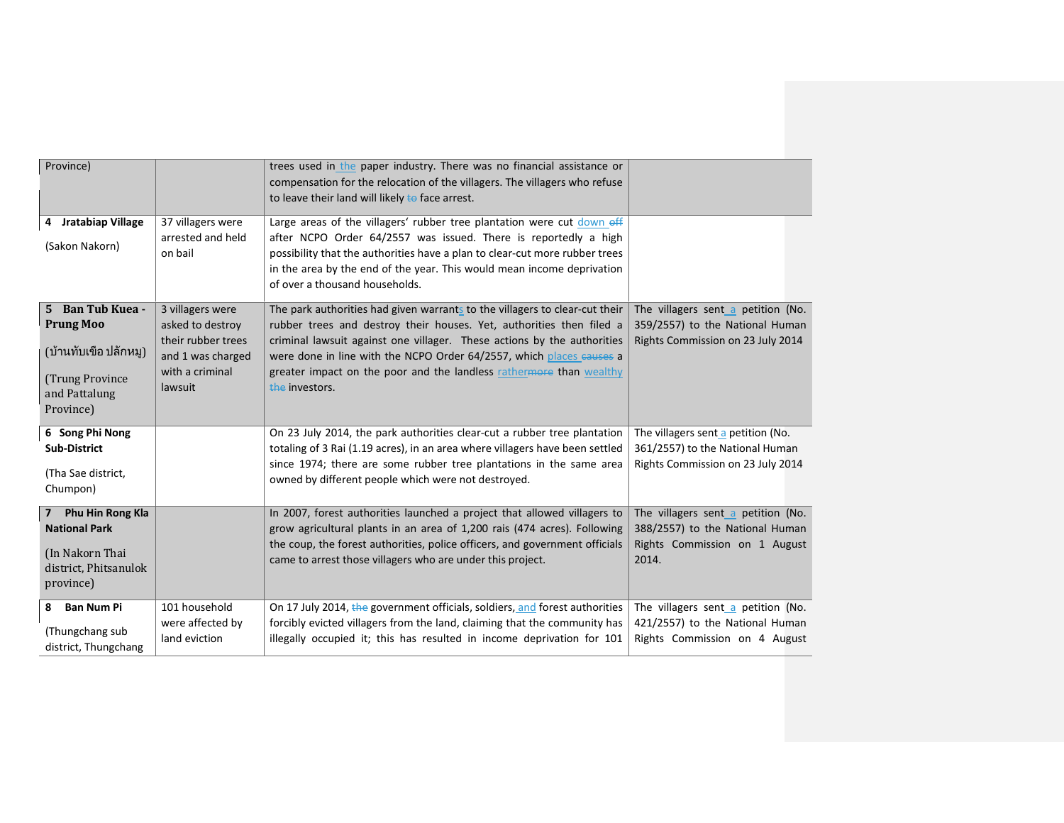| | | | |
|---|---|---|---|
| Province) | | trees used in the paper industry. There was no financial assistance or compensation for the relocation of the villagers. The villagers who refuse to leave their land will likely ~~to~~ face arrest. | |
| **4 Jratabiap Village**<br><br>(Sakon Nakorn) | 37 villagers were arrested and held on bail | Large areas of the villagers' rubber tree plantation were cut down ~~off~~ after NCPO Order 64/2557 was issued. There is reportedly a high possibility that the authorities have a plan to clear-cut more rubber trees in the area by the end of the year. This would mean income deprivation of over a thousand households. | |
| **5 Ban Tub Kuea - Prung Moo**<br><br>(บ้านทับเขือ ปลักหมู)<br><br>(Trung Province and Pattalung Province) | 3 villagers were asked to destroy their rubber trees and 1 was charged with a criminal lawsuit | The park authorities had given warrants to the villagers to clear-cut their rubber trees and destroy their houses. Yet, authorities then filed a criminal lawsuit against one villager. These actions by the authorities were done in line with the NCPO Order 64/2557, which places ~~causes~~ a greater impact on the poor and the landless rather~~more~~ than wealthy ~~the~~ investors. | The villagers sent a petition (No. 359/2557) to the National Human Rights Commission on 23 July 2014 |
| **6 Song Phi Nong Sub-District**<br><br>(Tha Sae district, Chumpon) | | On 23 July 2014, the park authorities clear-cut a rubber tree plantation totaling of 3 Rai (1.19 acres), in an area where villagers have been settled since 1974; there are some rubber tree plantations in the same area owned by different people which were not destroyed. | The villagers sent a petition (No. 361/2557) to the National Human Rights Commission on 23 July 2014 |
| **7 Phu Hin Rong Kla National Park**<br><br>(In Nakorn Thai district, Phitsanulok province) | | In 2007, forest authorities launched a project that allowed villagers to grow agricultural plants in an area of 1,200 rais (474 acres). Following the coup, the forest authorities, police officers, and government officials came to arrest those villagers who are under this project. | The villagers sent a petition (No. 388/2557) to the National Human Rights Commission on 1 August 2014. |
| **8 Ban Num Pi**<br><br>(Thungchang sub district, Thungchang | 101 household were affected by land eviction | On 17 July 2014, ~~the~~ government officials, soldiers, and forest authorities forcibly evicted villagers from the land, claiming that the community has illegally occupied it; this has resulted in income deprivation for 101 | The villagers sent a petition (No. 421/2557) to the National Human Rights Commission on 4 August |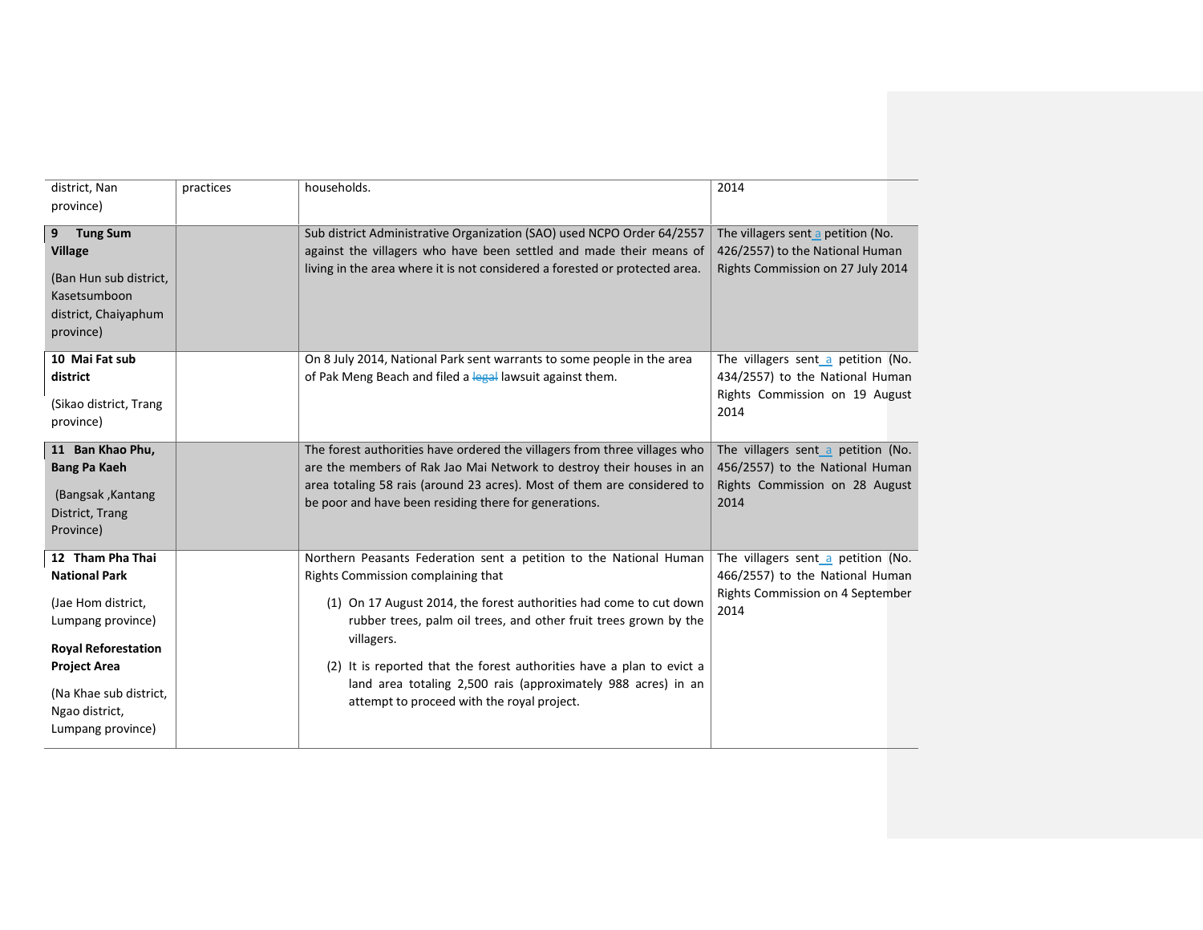| | | | |
|---|---|---|---|
| district, Nan province) | practices | households. | 2014 |
| **9 Tung Sum Village** (Ban Hun sub district, Kasetsumboon district, Chaiyaphum province) | | Sub district Administrative Organization (SAO) used NCPO Order 64/2557 against the villagers who have been settled and made their means of living in the area where it is not considered a forested or protected area. | The villagers sent a petition (No. 426/2557) to the National Human Rights Commission on 27 July 2014 |
| **10 Mai Fat sub district** (Sikao district, Trang province) | | On 8 July 2014, National Park sent warrants to some people in the area of Pak Meng Beach and filed a ~~legal~~ lawsuit against them. | The villagers sent a petition (No. 434/2557) to the National Human Rights Commission on 19 August 2014 |
| **11 Ban Khao Phu, Bang Pa Kaeh** (Bangsak ,Kantang District, Trang Province) | | The forest authorities have ordered the villagers from three villages who are the members of Rak Jao Mai Network to destroy their houses in an area totaling 58 rais (around 23 acres). Most of them are considered to be poor and have been residing there for generations. | The villagers sent a petition (No. 456/2557) to the National Human Rights Commission on 28 August 2014 |
| **12 Tham Pha Thai National Park** (Jae Hom district, Lumpang province) **Royal Reforestation Project Area** (Na Khae sub district, Ngao district, Lumpang province) | | Northern Peasants Federation sent a petition to the National Human Rights Commission complaining that (1) On 17 August 2014, the forest authorities had come to cut down rubber trees, palm oil trees, and other fruit trees grown by the villagers. (2) It is reported that the forest authorities have a plan to evict a land area totaling 2,500 rais (approximately 988 acres) in an attempt to proceed with the royal project. | The villagers sent a petition (No. 466/2557) to the National Human Rights Commission on 4 September 2014 |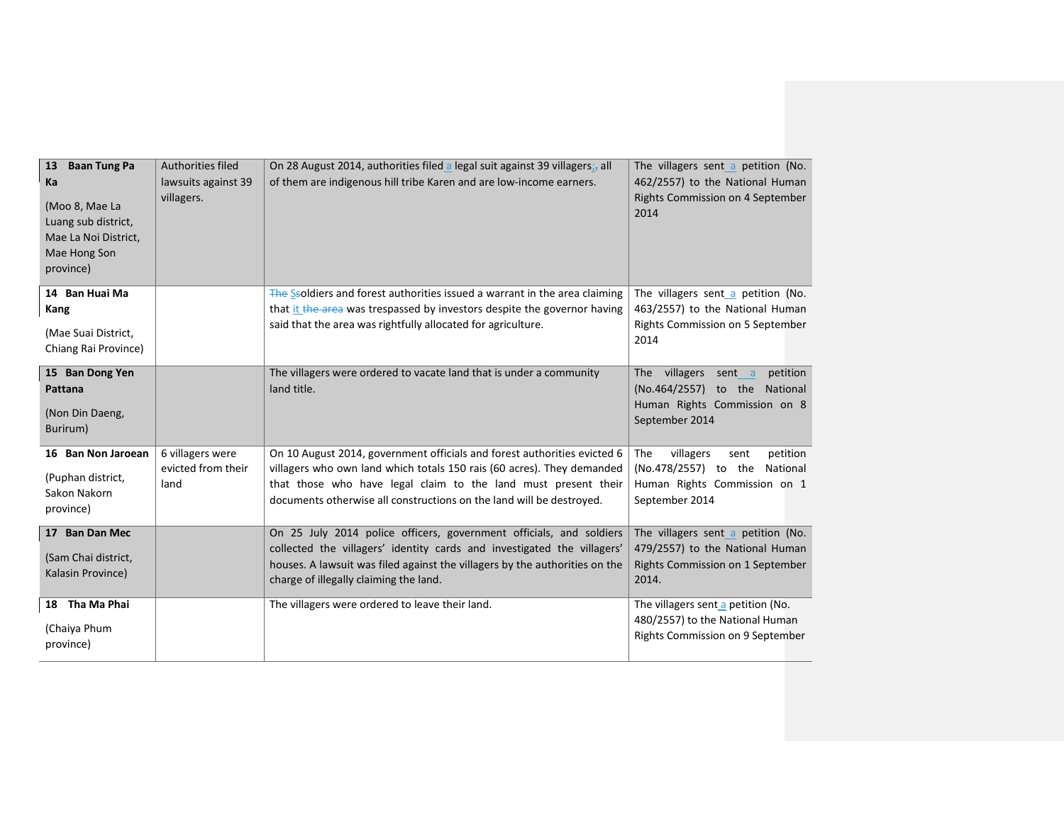| | | | |
|---|---|---|---|
| **13 Baan Tung Pa Ka**<br><br>(Moo 8, Mae La Luang sub district, Mae La Noi District, Mae Hong Son province) | Authorities filed lawsuits against 39 villagers. | On 28 August 2014, authorities filed a legal suit against 39 villagers, all of them are indigenous hill tribe Karen and are low-income earners. | The villagers sent a petition (No. 462/2557) to the National Human Rights Commission on 4 September 2014 |
| **14 Ban Huai Ma Kang**<br><br>(Mae Suai District, Chiang Rai Province) | | Soldiers and forest authorities issued a warrant in the area claiming that it was trespassed by investors despite the governor having said that the area was rightfully allocated for agriculture. | The villagers sent a petition (No. 463/2557) to the National Human Rights Commission on 5 September 2014 |
| **15 Ban Dong Yen Pattana**<br><br>(Non Din Daeng, Burirum) | | The villagers were ordered to vacate land that is under a community land title. | The villagers sent a petition (No.464/2557) to the National Human Rights Commission on 8 September 2014 |
| **16 Ban Non Jaroean**<br><br>(Puphan district, Sakon Nakorn province) | 6 villagers were evicted from their land | On 10 August 2014, government officials and forest authorities evicted 6 villagers who own land which totals 150 rais (60 acres). They demanded that those who have legal claim to the land must present their documents otherwise all constructions on the land will be destroyed. | The villagers sent petition (No.478/2557) to the National Human Rights Commission on 1 September 2014 |
| **17 Ban Dan Mec**<br><br>(Sam Chai district, Kalasin Province) | | On 25 July 2014 police officers, government officials, and soldiers collected the villagers' identity cards and investigated the villagers' houses. A lawsuit was filed against the villagers by the authorities on the charge of illegally claiming the land. | The villagers sent a petition (No. 479/2557) to the National Human Rights Commission on 1 September 2014. |
| **18 Tha Ma Phai**<br><br>(Chaiya Phum province) | | The villagers were ordered to leave their land. | The villagers sent a petition (No. 480/2557) to the National Human Rights Commission on 9 September |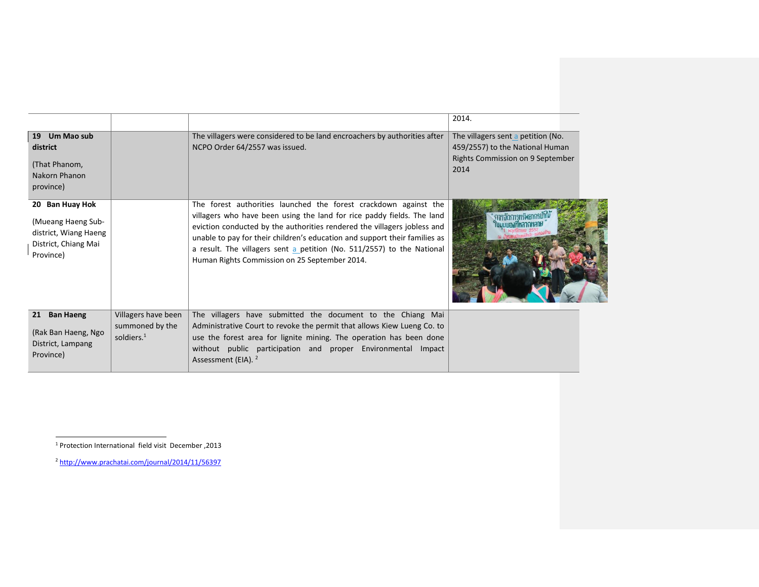| | | | |
|---|---|---|---|
| | | | 2014. |
| **19 Um Mao sub district** (That Phanom, Nakorn Phanon province) | | The villagers were considered to be land encroachers by authorities after NCPO Order 64/2557 was issued. | The villagers sent a petition (No. 459/2557) to the National Human Rights Commission on 9 September 2014 |
| **20 Ban Huay Hok** (Mueang Haeng Sub-district, Wiang Haeng District, Chiang Mai Province) | | The forest authorities launched the forest crackdown against the villagers who have been using the land for rice paddy fields. The land eviction conducted by the authorities rendered the villagers jobless and unable to pay for their children's education and support their families as a result. The villagers sent a petition (No. 511/2557) to the National Human Rights Commission on 25 September 2014. | |
| **21 Ban Haeng** (Rak Ban Haeng, Ngo District, Lampang Province) | Villagers have been summoned by the soldiers.[1] | The villagers have submitted the document to the Chiang Mai Administrative Court to revoke the permit that allows Kiew Lueng Co. to use the forest area for lignite mining. The operation has been done without public participation and proper Environmental Impact Assessment (EIA).[2] | |

[1] Protection International field visit December ,2013

[2] http://www.prachatai.com/journal/2014/11/56397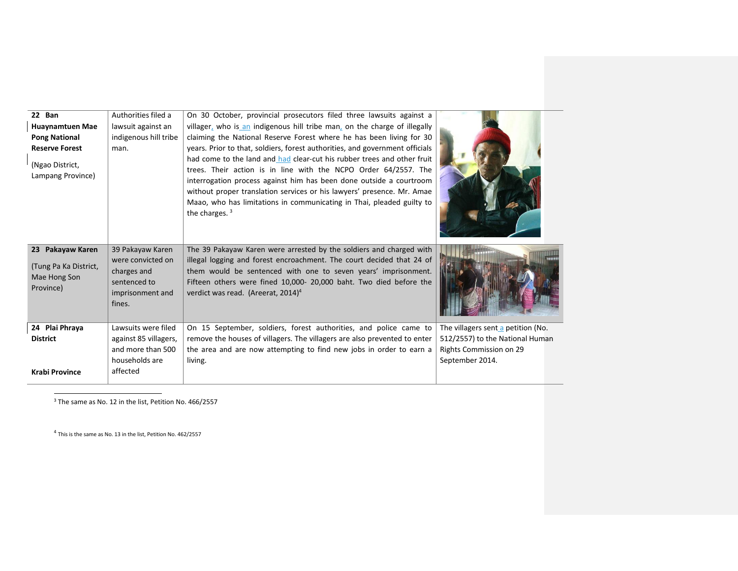| | | | |
|---|---|---|---|
| **22 Ban Huaynamtuen Mae Pong National Reserve Forest** (Ngao District, Lampang Province) | Authorities filed a lawsuit against an indigenous hill tribe man. | On 30 October, provincial prosecutors filed three lawsuits against a villager, who is an indigenous hill tribe man, on the charge of illegally claiming the National Reserve Forest where he has been living for 30 years. Prior to that, soldiers, forest authorities, and government officials had come to the land and had clear-cut his rubber trees and other fruit trees. Their action is in line with the NCPO Order 64/2557. The interrogation process against him has been done outside a courtroom without proper translation services or his lawyers' presence. Mr. Amae Maao, who has limitations in communicating in Thai, pleaded guilty to the charges. [3] | |
| **23 Pakayaw Karen** (Tung Pa Ka District, Mae Hong Son Province) | 39 Pakayaw Karen were convicted on charges and sentenced to imprisonment and fines. | The 39 Pakayaw Karen were arrested by the soldiers and charged with illegal logging and forest encroachment. The court decided that 24 of them would be sentenced with one to seven years' imprisonment. Fifteen others were fined 10,000- 20,000 baht. Two died before the verdict was read. (Areerat, 2014)[4] | |
| **24 Plai Phraya District** **Krabi Province** | Lawsuits were filed against 85 villagers, and more than 500 households are affected | On 15 September, soldiers, forest authorities, and police came to remove the houses of villagers. The villagers are also prevented to enter the area and are now attempting to find new jobs in order to earn a living. | The villagers sent a petition (No. 512/2557) to the National Human Rights Commission on 29 September 2014. |

[3] The same as No. 12 in the list, Petition No. 466/2557

[4] This is the same as No. 13 in the list, Petition No. 462/2557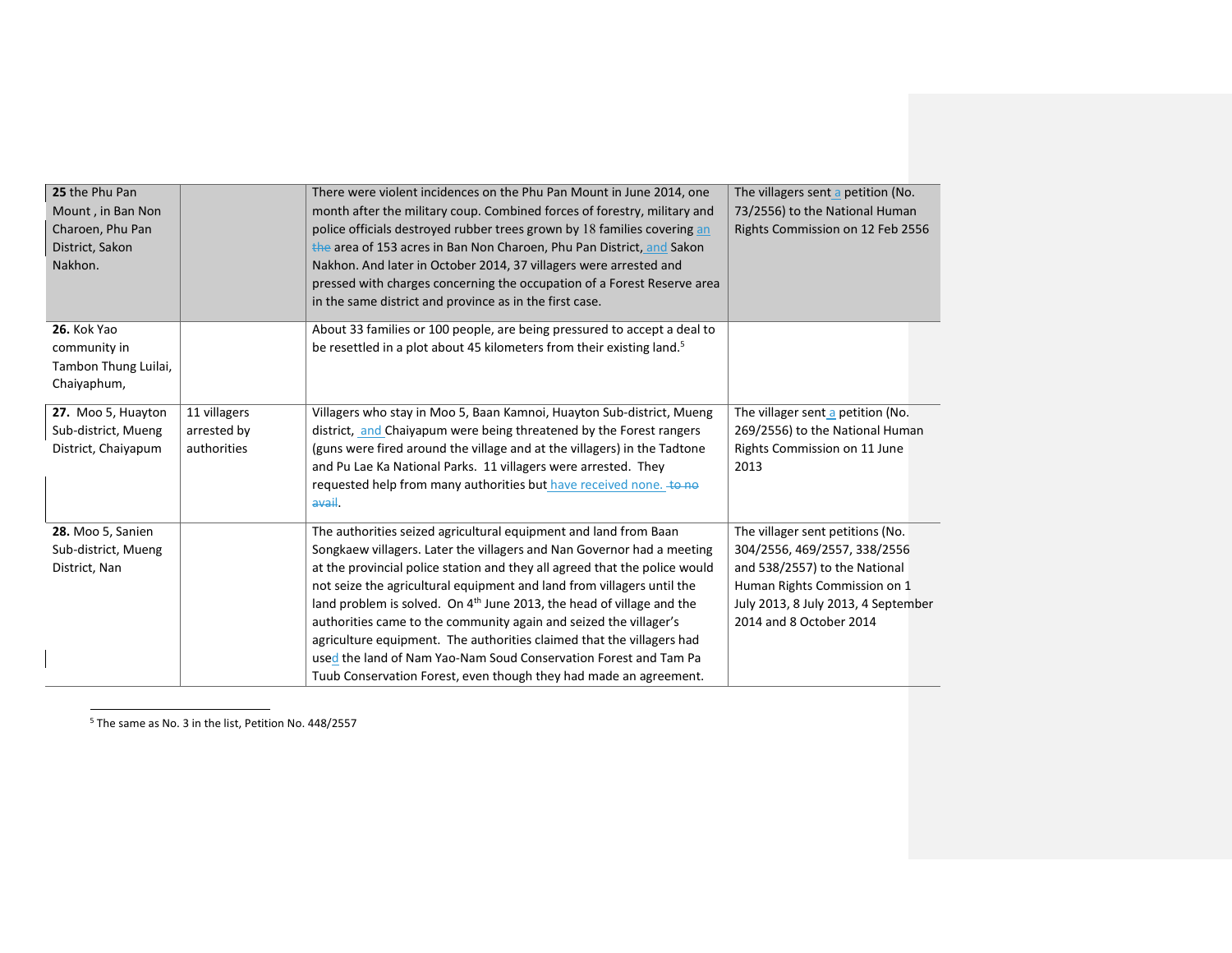| | | | |
|---|---|---|---|
| **25** the Phu Pan Mount , in Ban Non Charoen, Phu Pan District, Sakon Nakhon. | | There were violent incidences on the Phu Pan Mount in June 2014, one month after the military coup. Combined forces of forestry, military and police officials destroyed rubber trees grown by 18 families covering an ~~the~~ area of 153 acres in Ban Non Charoen, Phu Pan District, and Sakon Nakhon. And later in October 2014, 37 villagers were arrested and pressed with charges concerning the occupation of a Forest Reserve area in the same district and province as in the first case. | The villagers sent a petition (No. 73/2556) to the National Human Rights Commission on 12 Feb 2556 |
| **26.** Kok Yao community in Tambon Thung Luilai, Chaiyaphum, | | About 33 families or 100 people, are being pressured to accept a deal to be resettled in a plot about 45 kilometers from their existing land.[5] | |
| **27.** Moo 5, Huayton Sub-district, Mueng District, Chaiyapum | 11 villagers arrested by authorities | Villagers who stay in Moo 5, Baan Kamnoi, Huayton Sub-district, Mueng district, and Chaiyapum were being threatened by the Forest rangers (guns were fired around the village and at the villagers) in the Tadtone and Pu Lae Ka National Parks. 11 villagers were arrested. They requested help from many authorities but have received none. ~~to no avail~~. | The villager sent a petition (No. 269/2556) to the National Human Rights Commission on 11 June 2013 |
| **28.** Moo 5, Sanien Sub-district, Mueng District, Nan | | The authorities seized agricultural equipment and land from Baan Songkaew villagers. Later the villagers and Nan Governor had a meeting at the provincial police station and they all agreed that the police would not seize the agricultural equipment and land from villagers until the land problem is solved. On 4th June 2013, the head of village and the authorities came to the community again and seized the villager's agriculture equipment. The authorities claimed that the villagers had used the land of Nam Yao-Nam Soud Conservation Forest and Tam Pa Tuub Conservation Forest, even though they had made an agreement. | The villager sent petitions (No. 304/2556, 469/2557, 338/2556 and 538/2557) to the National Human Rights Commission on 1 July 2013, 8 July 2013, 4 September 2014 and 8 October 2014 |

[5] The same as No. 3 in the list, Petition No. 448/2557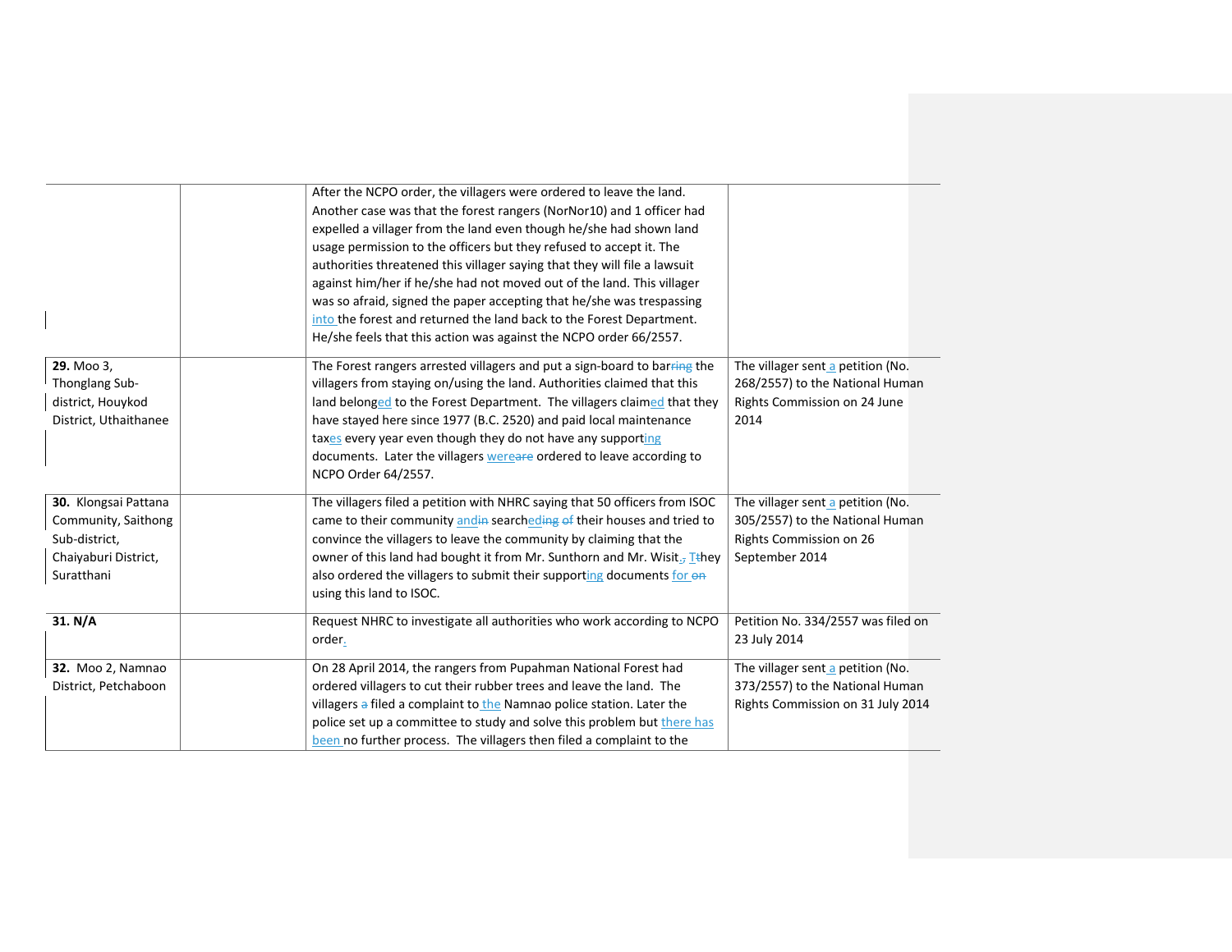| | | | |
|---|---|---|---|
| | | After the NCPO order, the villagers were ordered to leave the land. Another case was that the forest rangers (NorNor10) and 1 officer had expelled a villager from the land even though he/she had shown land usage permission to the officers but they refused to accept it. The authorities threatened this villager saying that they will file a lawsuit against him/her if he/she had not moved out of the land. This villager was so afraid, signed the paper accepting that he/she was trespassing into the forest and returned the land back to the Forest Department. He/she feels that this action was against the NCPO order 66/2557. | |
| **29.** Moo 3, Thonglang Sub-district, Houykod District, Uthaithanee | | The Forest rangers arrested villagers and put a sign-board to bar the villagers from staying on/using the land. Authorities claimed that this land belonged to the Forest Department. The villagers claimed that they have stayed here since 1977 (B.C. 2520) and paid local maintenance taxes every year even though they do not have any supporting documents. Later the villagers were ordered to leave according to NCPO Order 64/2557. | The villager sent a petition (No. 268/2557) to the National Human Rights Commission on 24 June 2014 |
| **30.** Klongsai Pattana Community, Saithong Sub-district, Chaiyaburi District, Suratthani | | The villagers filed a petition with NHRC saying that 50 officers from ISOC came to their community and searched their houses and tried to convince the villagers to leave the community by claiming that the owner of this land had bought it from Mr. Sunthorn and Mr. Wisit. They also ordered the villagers to submit their supporting documents for using this land to ISOC. | The villager sent a petition (No. 305/2557) to the National Human Rights Commission on 26 September 2014 |
| **31. N/A** | | Request NHRC to investigate all authorities who work according to NCPO order. | Petition No. 334/2557 was filed on 23 July 2014 |
| **32.** Moo 2, Namnao District, Petchaboon | | On 28 April 2014, the rangers from Pupahman National Forest had ordered villagers to cut their rubber trees and leave the land. The villagers filed a complaint to the Namnao police station. Later the police set up a committee to study and solve this problem but there has been no further process. The villagers then filed a complaint to the | The villager sent a petition (No. 373/2557) to the National Human Rights Commission on 31 July 2014 |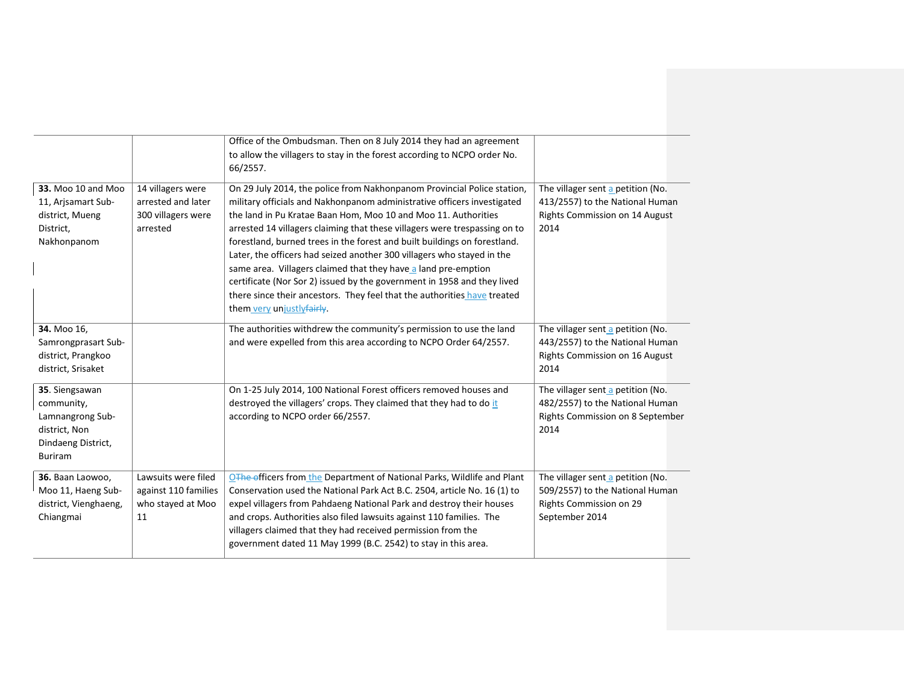| | | | |
|---|---|---|---|
| | | Office of the Ombudsman. Then on 8 July 2014 they had an agreement to allow the villagers to stay in the forest according to NCPO order No. 66/2557. | |
| **33.** Moo 10 and Moo 11, Arjsamart Sub-district, Mueng District, Nakhonpanom | 14 villagers were arrested and later 300 villagers were arrested | On 29 July 2014, the police from Nakhonpanom Provincial Police station, military officials and Nakhonpanom administrative officers investigated the land in Pu Kratae Baan Hom, Moo 10 and Moo 11. Authorities arrested 14 villagers claiming that these villagers were trespassing on to forestland, burned trees in the forest and built buildings on forestland. Later, the officers had seized another 300 villagers who stayed in the same area. Villagers claimed that they have a land pre-emption certificate (Nor Sor 2) issued by the government in 1958 and they lived there since their ancestors. They feel that the authorities have treated them very unjustly. | The villager sent a petition (No. 413/2557) to the National Human Rights Commission on 14 August 2014 |
| **34.** Moo 16, Samrongprasart Sub-district, Prangkoo district, Srisaket | | The authorities withdrew the community's permission to use the land and were expelled from this area according to NCPO Order 64/2557. | The villager sent a petition (No. 443/2557) to the National Human Rights Commission on 16 August 2014 |
| **35**. Siengsawan community, Lamnangrong Sub-district, Non Dindaeng District, Buriram | | On 1-25 July 2014, 100 National Forest officers removed houses and destroyed the villagers' crops. They claimed that they had to do it according to NCPO order 66/2557. | The villager sent a petition (No. 482/2557) to the National Human Rights Commission on 8 September 2014 |
| **36.** Baan Laowoo, Moo 11, Haeng Sub-district, Vienghaeng, Chiangmai | Lawsuits were filed against 110 families who stayed at Moo 11 | Officers from the Department of National Parks, Wildlife and Plant Conservation used the National Park Act B.C. 2504, article No. 16 (1) to expel villagers from Pahdaeng National Park and destroy their houses and crops. Authorities also filed lawsuits against 110 families. The villagers claimed that they had received permission from the government dated 11 May 1999 (B.C. 2542) to stay in this area. | The villager sent a petition (No. 509/2557) to the National Human Rights Commission on 29 September 2014 |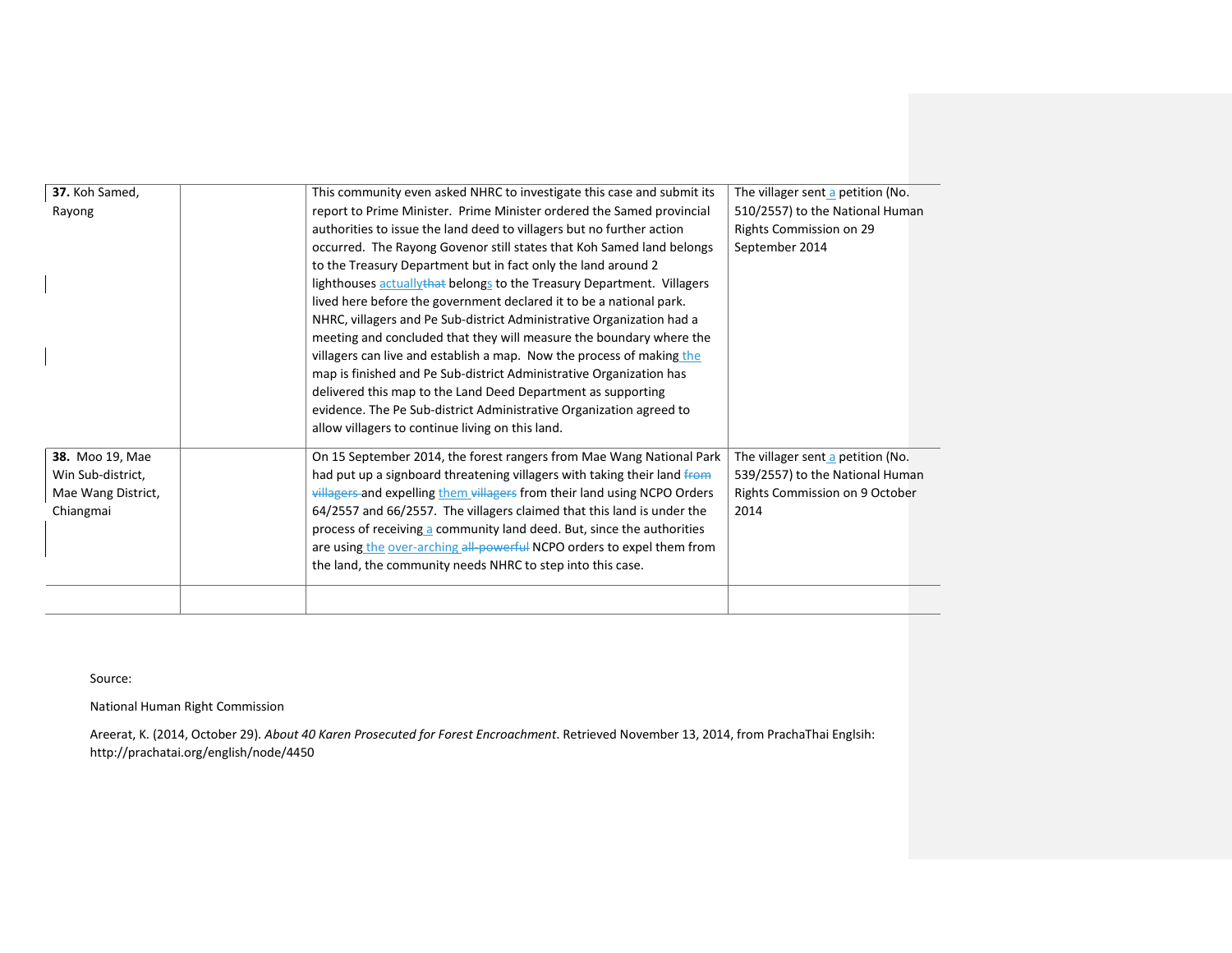| | | | |
|---|---|---|---|
| **37.** Koh Samed, Rayong | | This community even asked NHRC to investigate this case and submit its report to Prime Minister. Prime Minister ordered the Samed provincial authorities to issue the land deed to villagers but no further action occurred. The Rayong Govenor still states that Koh Samed land belongs to the Treasury Department but in fact only the land around 2 lighthouses actually belongs to the Treasury Department. Villagers lived here before the government declared it to be a national park. NHRC, villagers and Pe Sub-district Administrative Organization had a meeting and concluded that they will measure the boundary where the villagers can live and establish a map. Now the process of making the map is finished and Pe Sub-district Administrative Organization has delivered this map to the Land Deed Department as supporting evidence. The Pe Sub-district Administrative Organization agreed to allow villagers to continue living on this land. | The villager sent a petition (No. 510/2557) to the National Human Rights Commission on 29 September 2014 |
| **38.** Moo 19, Mae Win Sub-district, Mae Wang District, Chiangmai | | On 15 September 2014, the forest rangers from Mae Wang National Park had put up a signboard threatening villagers with taking their land and expelling them from their land using NCPO Orders 64/2557 and 66/2557. The villagers claimed that this land is under the process of receiving a community land deed. But, since the authorities are using the over-arching NCPO orders to expel them from the land, the community needs NHRC to step into this case. | The villager sent a petition (No. 539/2557) to the National Human Rights Commission on 9 October 2014 |
| | | | |

Source:

National Human Right Commission

Areerat, K. (2014, October 29). *About 40 Karen Prosecuted for Forest Encroachment*. Retrieved November 13, 2014, from PrachaThai Englsih: http://prachatai.org/english/node/4450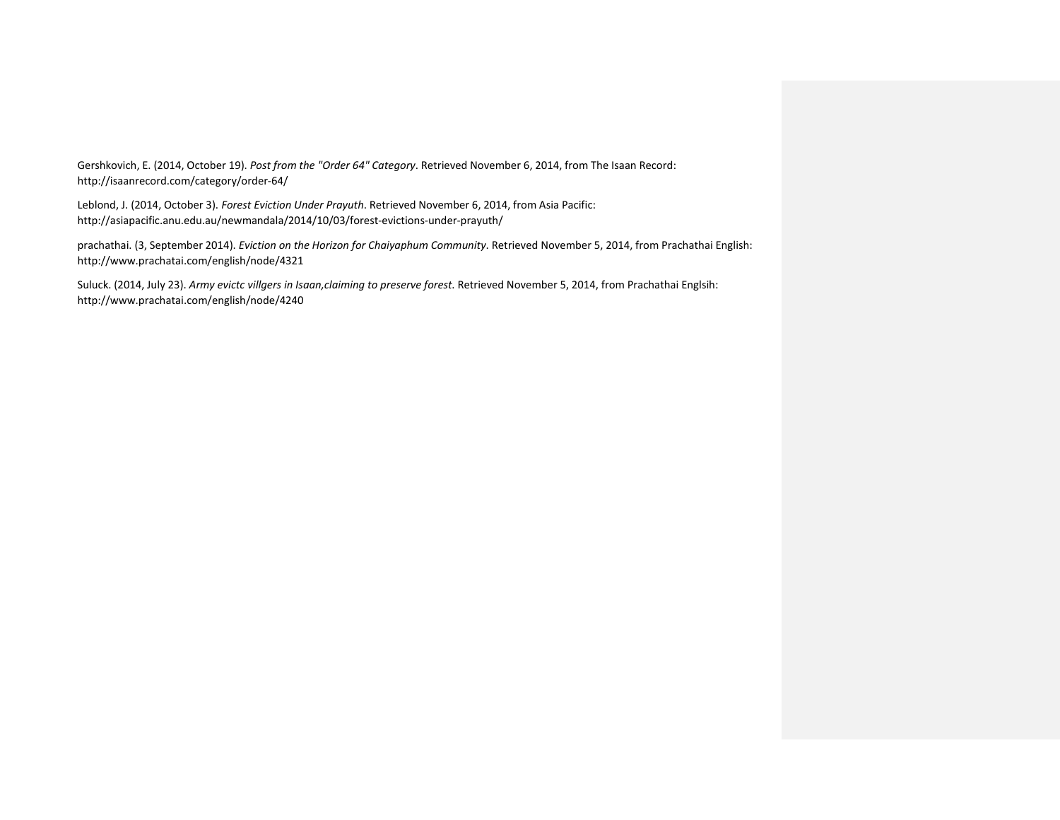Gershkovich, E. (2014, October 19). *Post from the "Order 64" Category*. Retrieved November 6, 2014, from The Isaan Record: http://isaanrecord.com/category/order-64/

Leblond, J. (2014, October 3). *Forest Eviction Under Prayuth*. Retrieved November 6, 2014, from Asia Pacific: http://asiapacific.anu.edu.au/newmandala/2014/10/03/forest-evictions-under-prayuth/

prachathai. (3, September 2014). *Eviction on the Horizon for Chaiyaphum Community*. Retrieved November 5, 2014, from Prachathai English: http://www.prachatai.com/english/node/4321

Suluck. (2014, July 23). *Army evictc villgers in Isaan,claiming to preserve forest*. Retrieved November 5, 2014, from Prachathai Englsih: http://www.prachatai.com/english/node/4240